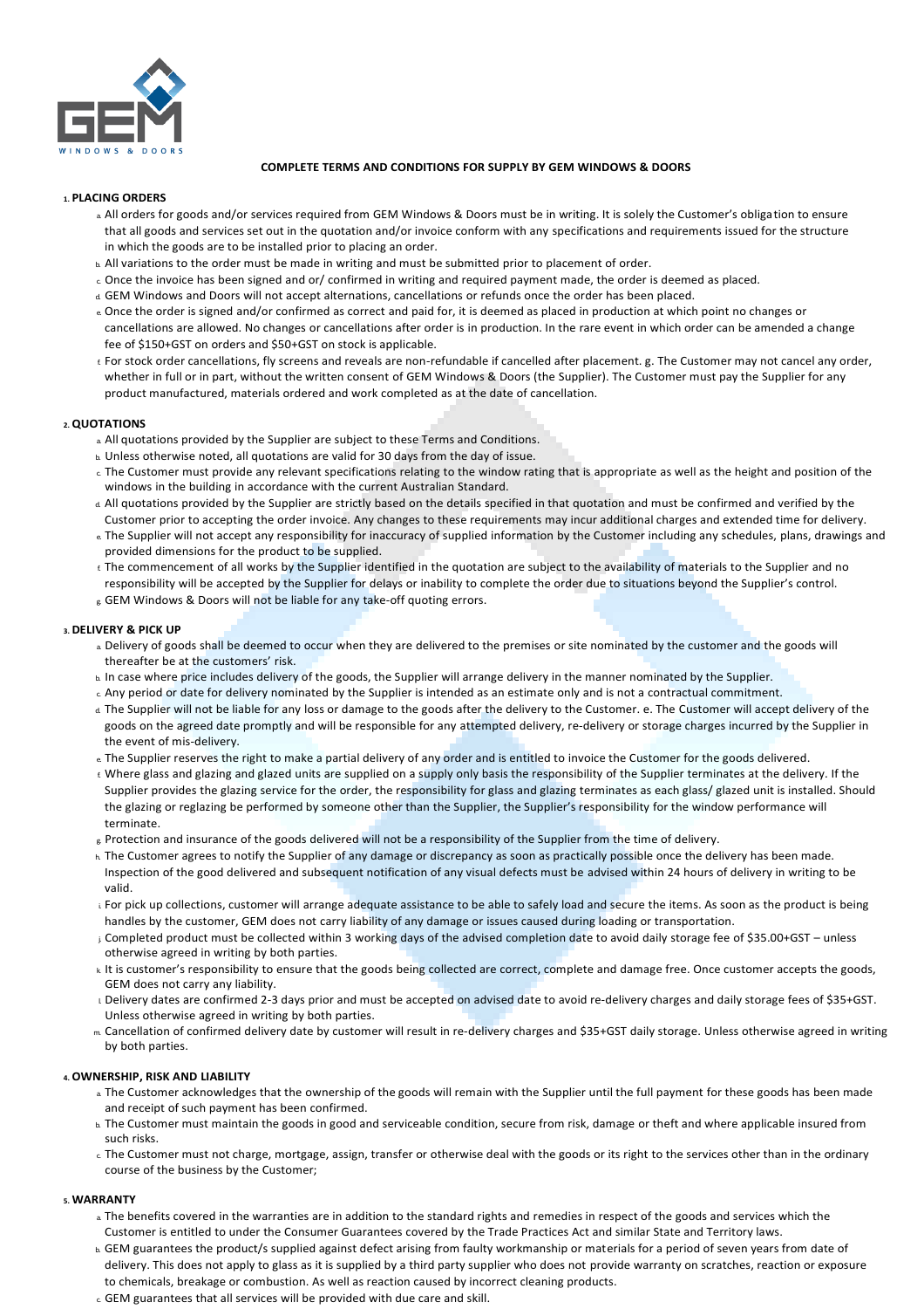**COMPLETE TERMS AND CONDITIONS FOR SUPPLY BY GEM WINDOWS & DOORS**

**1. PLACING ORDERS**

a. All orders for goods and/or services required from GEM Windows & Doors must be in writing. It is solely the Customer's obligation to ensure that all goods and services set out in the quotation and/or invoice conform with any specifications and requirements issued for the structure in which the goods are to be installed prior to placing an order.

b. All variations to the order must be made in writing and must be submitted prior to placement of order.

c. Once the invoice has been signed and or/ confirmed in writing and required payment made, the order is deemed as placed.

d. GEM Windows and Doors will not accept alternations, cancellations or refunds once the order has been placed.

e. Once the order is signed and/or confirmed as correct and paid for, it is deemed as placed in production at which point no changes or cancellations are allowed. No changes or cancellations after order is in production. In the rare event in which order can be amended a change fee of $150+GST on orders and $50+GST on stock is applicable.

f. For stock order cancellations, fly screens and reveals are non-refundable if cancelled after placement. g. The Customer may not cancel any order, whether in full or in part, without the written consent of GEM Windows & Doors (the Supplier). The Customer must pay the Supplier for any product manufactured, materials ordered and work completed as at the date of cancellation.

**2. QUOTATIONS**

a. All quotations provided by the Supplier are subject to these Terms and Conditions.

b. Unless otherwise noted, all quotations are valid for 30 days from the day of issue.

c. The Customer must provide any relevant specifications relating to the window rating that is appropriate as well as the height and position of the windows in the building in accordance with the current Australian Standard.

d. All quotations provided by the Supplier are strictly based on the details specified in that quotation and must be confirmed and verified by the Customer prior to accepting the order invoice. Any changes to these requirements may incur additional charges and extended time for delivery.

e. The Supplier will not accept any responsibility for inaccuracy of supplied information by the Customer including any schedules, plans, drawings and provided dimensions for the product to be supplied.

f. The commencement of all works by the Supplier identified in the quotation are subject to the availability of materials to the Supplier and no responsibility will be accepted by the Supplier for delays or inability to complete the order due to situations beyond the Supplier's control.

g. GEM Windows & Doors will not be liable for any take-off quoting errors.

**3. DELIVERY & PICK UP**

a. Delivery of goods shall be deemed to occur when they are delivered to the premises or site nominated by the customer and the goods will thereafter be at the customers' risk.

b. In case where price includes delivery of the goods, the Supplier will arrange delivery in the manner nominated by the Supplier.

c. Any period or date for delivery nominated by the Supplier is intended as an estimate only and is not a contractual commitment.

d. The Supplier will not be liable for any loss or damage to the goods after the delivery to the Customer. e. The Customer will accept delivery of the goods on the agreed date promptly and will be responsible for any attempted delivery, re-delivery or storage charges incurred by the Supplier in the event of mis-delivery.

e. The Supplier reserves the right to make a partial delivery of any order and is entitled to invoice the Customer for the goods delivered.

f. Where glass and glazing and glazed units are supplied on a supply only basis the responsibility of the Supplier terminates at the delivery. If the Supplier provides the glazing service for the order, the responsibility for glass and glazing terminates as each glass/ glazed unit is installed. Should the glazing or reglazing be performed by someone other than the Supplier, the Supplier's responsibility for the window performance will terminate.

g. Protection and insurance of the goods delivered will not be a responsibility of the Supplier from the time of delivery.

h. The Customer agrees to notify the Supplier of any damage or discrepancy as soon as practically possible once the delivery has been made. Inspection of the good delivered and subsequent notification of any visual defects must be advised within 24 hours of delivery in writing to be valid.

i. For pick up collections, customer will arrange adequate assistance to be able to safely load and secure the items. As soon as the product is being handles by the customer, GEM does not carry liability of any damage or issues caused during loading or transportation.

j. Completed product must be collected within 3 working days of the advised completion date to avoid daily storage fee of $35.00+GST – unless otherwise agreed in writing by both parties.

k. It is customer's responsibility to ensure that the goods being collected are correct, complete and damage free. Once customer accepts the goods, GEM does not carry any liability.

l. Delivery dates are confirmed 2-3 days prior and must be accepted on advised date to avoid re-delivery charges and daily storage fees of $35+GST. Unless otherwise agreed in writing by both parties.

m. Cancellation of confirmed delivery date by customer will result in re-delivery charges and $35+GST daily storage. Unless otherwise agreed in writing by both parties.

**4. OWNERSHIP, RISK AND LIABILITY**

a. The Customer acknowledges that the ownership of the goods will remain with the Supplier until the full payment for these goods has been made and receipt of such payment has been confirmed.

b. The Customer must maintain the goods in good and serviceable condition, secure from risk, damage or theft and where applicable insured from such risks.

c. The Customer must not charge, mortgage, assign, transfer or otherwise deal with the goods or its right to the services other than in the ordinary course of the business by the Customer;

**5. WARRANTY**

a. The benefits covered in the warranties are in addition to the standard rights and remedies in respect of the goods and services which the Customer is entitled to under the Consumer Guarantees covered by the Trade Practices Act and similar State and Territory laws.

b. GEM guarantees the product/s supplied against defect arising from faulty workmanship or materials for a period of seven years from date of delivery. This does not apply to glass as it is supplied by a third party supplier who does not provide warranty on scratches, reaction or exposure to chemicals, breakage or combustion. As well as reaction caused by incorrect cleaning products.

c. GEM guarantees that all services will be provided with due care and skill.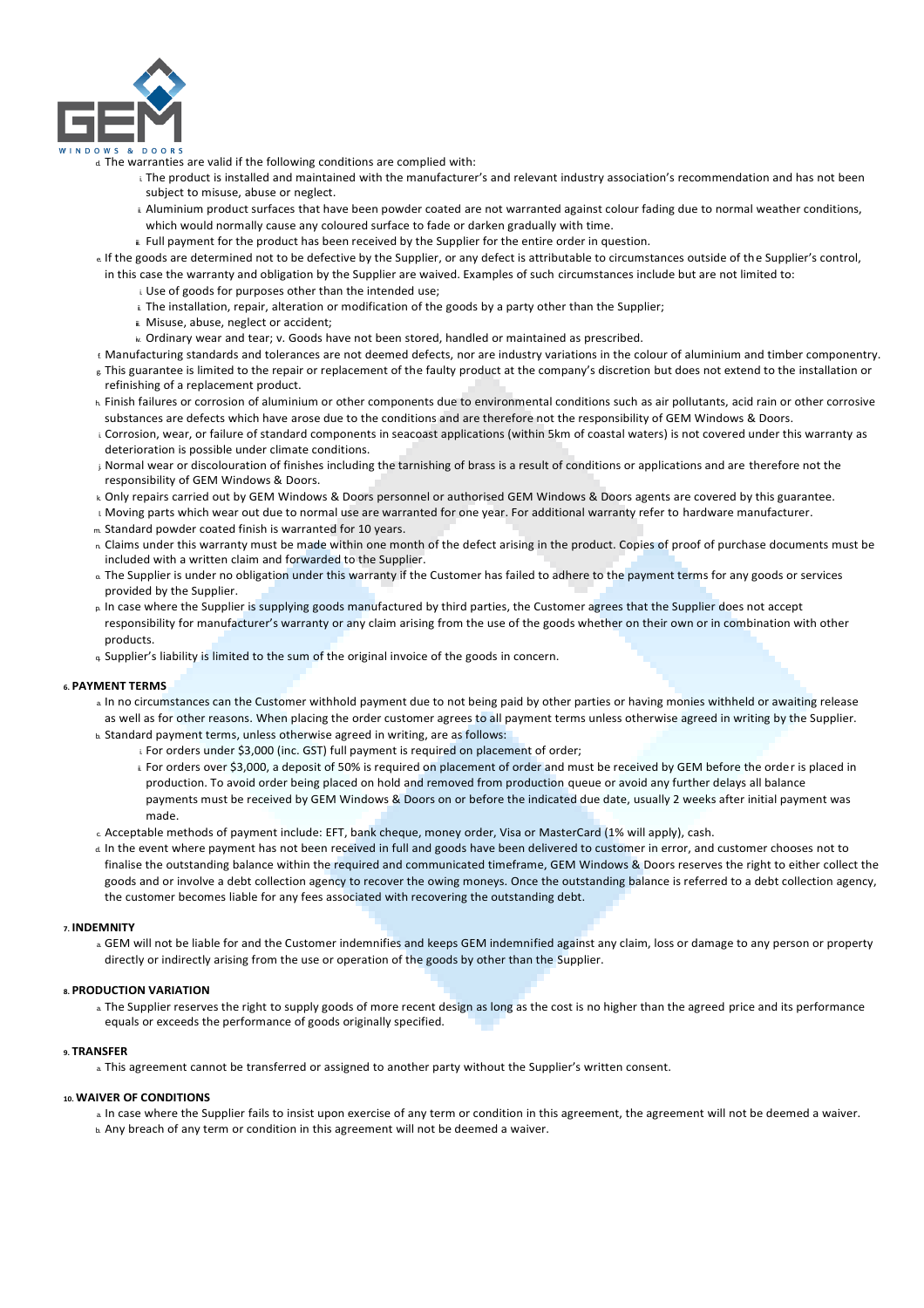d. The warranties are valid if the following conditions are complied with:
   i. The product is installed and maintained with the manufacturer's and relevant industry association's recommendation and has not been subject to misuse, abuse or neglect.
   ii. Aluminium product surfaces that have been powder coated are not warranted against colour fading due to normal weather conditions, which would normally cause any coloured surface to fade or darken gradually with time.
   iii. Full payment for the product has been received by the Supplier for the entire order in question.

e. If the goods are determined not to be defective by the Supplier, or any defect is attributable to circumstances outside of the Supplier's control, in this case the warranty and obligation by the Supplier are waived. Examples of such circumstances include but are not limited to:
   i. Use of goods for purposes other than the intended use;
   ii. The installation, repair, alteration or modification of the goods by a party other than the Supplier;
   iii. Misuse, abuse, neglect or accident;
   iv. Ordinary wear and tear; v. Goods have not been stored, handled or maintained as prescribed.

f. Manufacturing standards and tolerances are not deemed defects, nor are industry variations in the colour of aluminium and timber componentry.

g. This guarantee is limited to the repair or replacement of the faulty product at the company's discretion but does not extend to the installation or refinishing of a replacement product.

h. Finish failures or corrosion of aluminium or other components due to environmental conditions such as air pollutants, acid rain or other corrosive substances are defects which have arose due to the conditions and are therefore not the responsibility of GEM Windows & Doors.

i. Corrosion, wear, or failure of standard components in seacoast applications (within 5km of coastal waters) is not covered under this warranty as deterioration is possible under climate conditions.

j. Normal wear or discolouration of finishes including the tarnishing of brass is a result of conditions or applications and are therefore not the responsibility of GEM Windows & Doors.

k. Only repairs carried out by GEM Windows & Doors personnel or authorised GEM Windows & Doors agents are covered by this guarantee.

l. Moving parts which wear out due to normal use are warranted for one year. For additional warranty refer to hardware manufacturer.

m. Standard powder coated finish is warranted for 10 years.

n. Claims under this warranty must be made within one month of the defect arising in the product. Copies of proof of purchase documents must be included with a written claim and forwarded to the Supplier.

o. The Supplier is under no obligation under this warranty if the Customer has failed to adhere to the payment terms for any goods or services provided by the Supplier.

p. In case where the Supplier is supplying goods manufactured by third parties, the Customer agrees that the Supplier does not accept responsibility for manufacturer's warranty or any claim arising from the use of the goods whether on their own or in combination with other products.

q. Supplier's liability is limited to the sum of the original invoice of the goods in concern.

**6. PAYMENT TERMS**

a. In no circumstances can the Customer withhold payment due to not being paid by other parties or having monies withheld or awaiting release as well as for other reasons. When placing the order customer agrees to all payment terms unless otherwise agreed in writing by the Supplier.

b. Standard payment terms, unless otherwise agreed in writing, are as follows:
   i. For orders under $3,000 (inc. GST) full payment is required on placement of order;
   ii. For orders over $3,000, a deposit of 50% is required on placement of order and must be received by GEM before the order is placed in production. To avoid order being placed on hold and removed from production queue or avoid any further delays all balance payments must be received by GEM Windows & Doors on or before the indicated due date, usually 2 weeks after initial payment was made.

c. Acceptable methods of payment include: EFT, bank cheque, money order, Visa or MasterCard (1% will apply), cash.

d. In the event where payment has not been received in full and goods have been delivered to customer in error, and customer chooses not to finalise the outstanding balance within the required and communicated timeframe, GEM Windows & Doors reserves the right to either collect the goods and or involve a debt collection agency to recover the owing moneys. Once the outstanding balance is referred to a debt collection agency, the customer becomes liable for any fees associated with recovering the outstanding debt.

**7. INDEMNITY**

a. GEM will not be liable for and the Customer indemnifies and keeps GEM indemnified against any claim, loss or damage to any person or property directly or indirectly arising from the use or operation of the goods by other than the Supplier.

**8. PRODUCTION VARIATION**

a. The Supplier reserves the right to supply goods of more recent design as long as the cost is no higher than the agreed price and its performance equals or exceeds the performance of goods originally specified.

**9. TRANSFER**

a. This agreement cannot be transferred or assigned to another party without the Supplier's written consent.

**10. WAIVER OF CONDITIONS**

a. In case where the Supplier fails to insist upon exercise of any term or condition in this agreement, the agreement will not be deemed a waiver.

b. Any breach of any term or condition in this agreement will not be deemed a waiver.